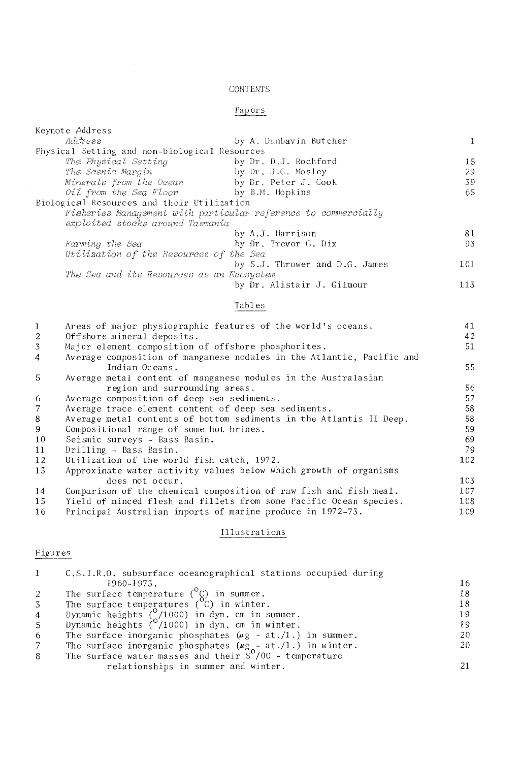# CONTENTS

## Papers

| | | |
|---|---|---|
| Keynote Address | | |
| *Address* | by A. Dunbavin Butcher | 1 |
| Physical Setting and non-biological Resources | | |
| *The Physical Setting* | by Dr. D.J. Rochford | 15 |
| *The Scenic Margin* | by Dr. J.G. Mosley | 29 |
| *Minerals from the Ocean* | by Dr. Peter J. Cook | 39 |
| *Oil from the Sea Floor* | by B.M. Hopkins | 65 |
| Biological Resources and their Utilization | | |
| *Fisheries Management with particular reference to commercially exploited stocks around Tasmania* | by A.J. Harrison | 81 |
| *Farming the Sea* | by Dr. Trevor G. Dix | 93 |
| *Utilization of the Resources of the Sea* | by S.J. Thrower and D.G. James | 101 |
| *The Sea and its Resources as an Ecosystem* | by Dr. Alistair J. Gilmour | 113 |

## Tables

| | | |
|---|---|---|
| 1 | Areas of major physiographic features of the world's oceans. | 41 |
| 2 | Offshore mineral deposits. | 42 |
| 3 | Major element composition of offshore phosphorites. | 51 |
| 4 | Average composition of manganese nodules in the Atlantic, Pacific and Indian Oceans. | 55 |
| 5 | Average metal content of manganese nodules in the Australasian region and surrounding areas. | 56 |
| 6 | Average composition of deep sea sediments. | 57 |
| 7 | Average trace element content of deep sea sediments. | 58 |
| 8 | Average metal contents of bottom sediments in the Atlantis II Deep. | 58 |
| 9 | Compositional range of some hot brines. | 59 |
| 10 | Seismic surveys - Bass Basin. | 69 |
| 11 | Drilling - Bass Basin. | 79 |
| 12 | Utilization of the world fish catch, 1972. | 102 |
| 13 | Approximate water activity values below which growth of organisms does not occur. | 103 |
| 14 | Comparison of the chemical composition of raw fish and fish meal. | 107 |
| 15 | Yield of minced flesh and fillets from some Pacific Ocean species. | 108 |
| 16 | Principal Australian imports of marine produce in 1972-73. | 109 |

## Illustrations

### Figures

| | | |
|---|---|---|
| 1 | C.S.I.R.O. subsurface oceanographical stations occupied during 1960-1973. | 16 |
| 2 | The surface temperature ($^{o}C$) in summer. | 18 |
| 3 | The surface temperatures ($^{o}C$) in winter. | 18 |
| 4 | Dynamic heights ($^{o}/1000$) in dyn. cm in summer. | 19 |
| 5 | Dynamic heights ($^{o}/1000$) in dyn. cm in winter. | 19 |
| 6 | The surface inorganic phosphates ($\mu g$ - at./1.) in summer. | 20 |
| 7 | The surface inorganic phosphates ($\mu g_{o}$ - at./1.) in winter. | 20 |
| 8 | The surface water masses and their $S^{o}/00$ - temperature relationships in summer and winter. | 21 |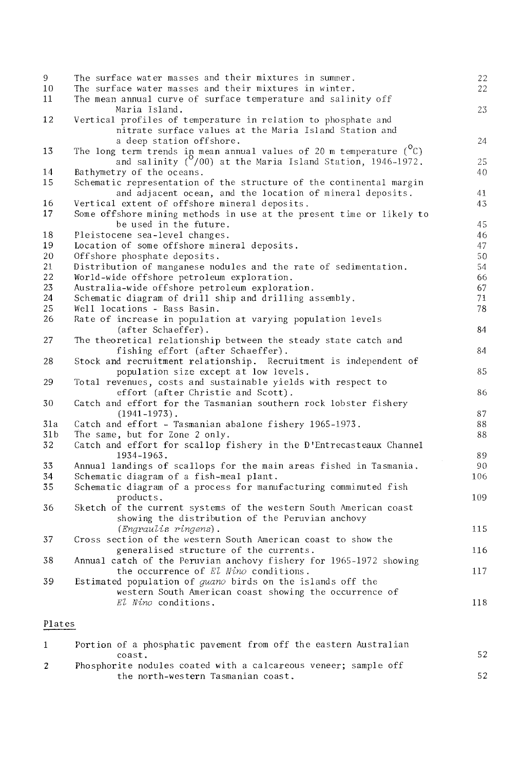| | | |
|---|---|---|
| 9 | The surface water masses and their mixtures in summer. | 22 |
| 10 | The surface water masses and their mixtures in winter. | 22 |
| 11 | The mean annual curve of surface temperature and salinity off Maria Island. | 23 |
| 12 | Vertical profiles of temperature in relation to phosphate and nitrate surface values at the Maria Island Station and a deep station offshore. | 24 |
| 13 | The long term trends in mean annual values of 20 m temperature ($^{o}C$) and salinity ($^{o}/00$) at the Maria Island Station, 1946-1972. | 25 |
| 14 | Bathymetry of the oceans. | 40 |
| 15 | Schematic representation of the structure of the continental margin and adjacent ocean, and the location of mineral deposits. | 41 |
| 16 | Vertical extent of offshore mineral deposits. | 43 |
| 17 | Some offshore mining methods in use at the present time or likely to be used in the future. | 45 |
| 18 | Pleistocene sea-level changes. | 46 |
| 19 | Location of some offshore mineral deposits. | 47 |
| 20 | Offshore phosphate deposits. | 50 |
| 21 | Distribution of manganese nodules and the rate of sedimentation. | 54 |
| 22 | World-wide offshore petroleum exploration. | 66 |
| 23 | Australia-wide offshore petroleum exploration. | 67 |
| 24 | Schematic diagram of drill ship and drilling assembly. | 71 |
| 25 | Well locations - Bass Basin. | 78 |
| 26 | Rate of increase in population at varying population levels (after Schaeffer). | 84 |
| 27 | The theoretical relationship between the steady state catch and fishing effort (after Schaeffer). | 84 |
| 28 | Stock and recruitment relationship. Recruitment is independent of population size except at low levels. | 85 |
| 29 | Total revenues, costs and sustainable yields with respect to effort (after Christie and Scott). | 86 |
| 30 | Catch and effort for the Tasmanian southern rock lobster fishery (1941-1973). | 87 |
| 31a | Catch and effort - Tasmanian abalone fishery 1965-1973. | 88 |
| 31b | The same, but for Zone 2 only. | 88 |
| 32 | Catch and effort for scallop fishery in the D'Entrecasteaux Channel 1934-1963. | 89 |
| 33 | Annual landings of scallops for the main areas fished in Tasmania. | 90 |
| 34 | Schematic diagram of a fish-meal plant. | 106 |
| 35 | Schematic diagram of a process for manufacturing comminuted fish products. | 109 |
| 36 | Sketch of the current systems of the western South American coast showing the distribution of the Peruvian anchovy (*Engraulis ringens*). | 115 |
| 37 | Cross section of the western South American coast to show the generalised structure of the currents. | 116 |
| 38 | Annual catch of the Peruvian anchovy fishery for 1965-1972 showing the occurrence of *El Nino* conditions. | 117 |
| 39 | Estimated population of *guano* birds on the islands off the western South American coast showing the occurrence of *El Nino* conditions. | 118 |

## Plates

| | | |
|---|---|---|
| 1 | Portion of a phosphatic pavement from off the eastern Australian coast. | 52 |
| 2 | Phosphorite nodules coated with a calcareous veneer; sample off the north-western Tasmanian coast. | 52 |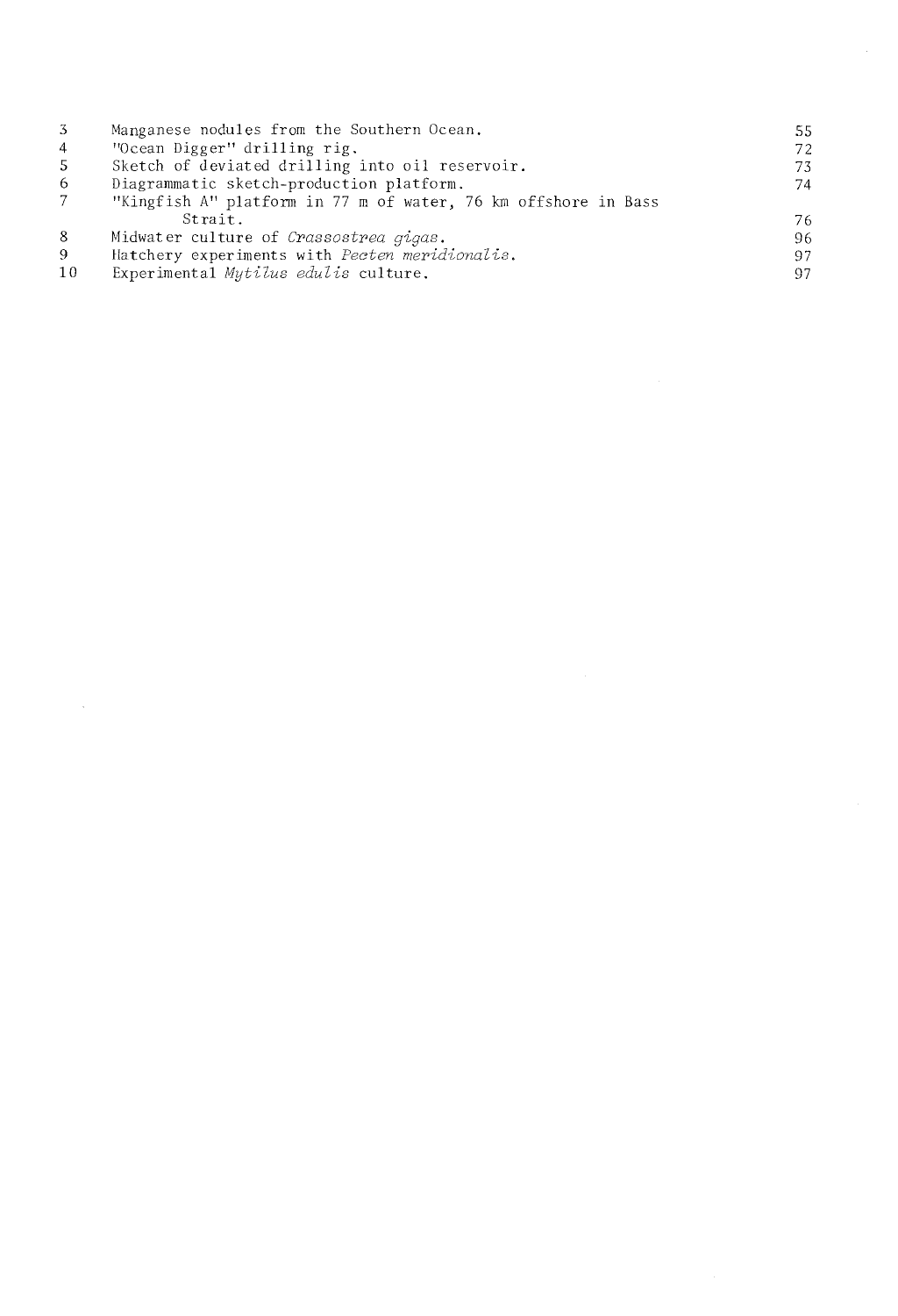| | | |
|---|---|---|
| 3 | Manganese nodules from the Southern Ocean. | 55 |
| 4 | "Ocean Digger" drilling rig. | 72 |
| 5 | Sketch of deviated drilling into oil reservoir. | 73 |
| 6 | Diagrammatic sketch-production platform. | 74 |
| 7 | "Kingfish A" platform in 77 m of water, 76 km offshore in Bass Strait. | 76 |
| 8 | Midwater culture of *Crassostrea gigas*. | 96 |
| 9 | Hatchery experiments with *Pecten meridionalis*. | 97 |
| 10 | Experimental *Mytilus edulis* culture. | 97 |